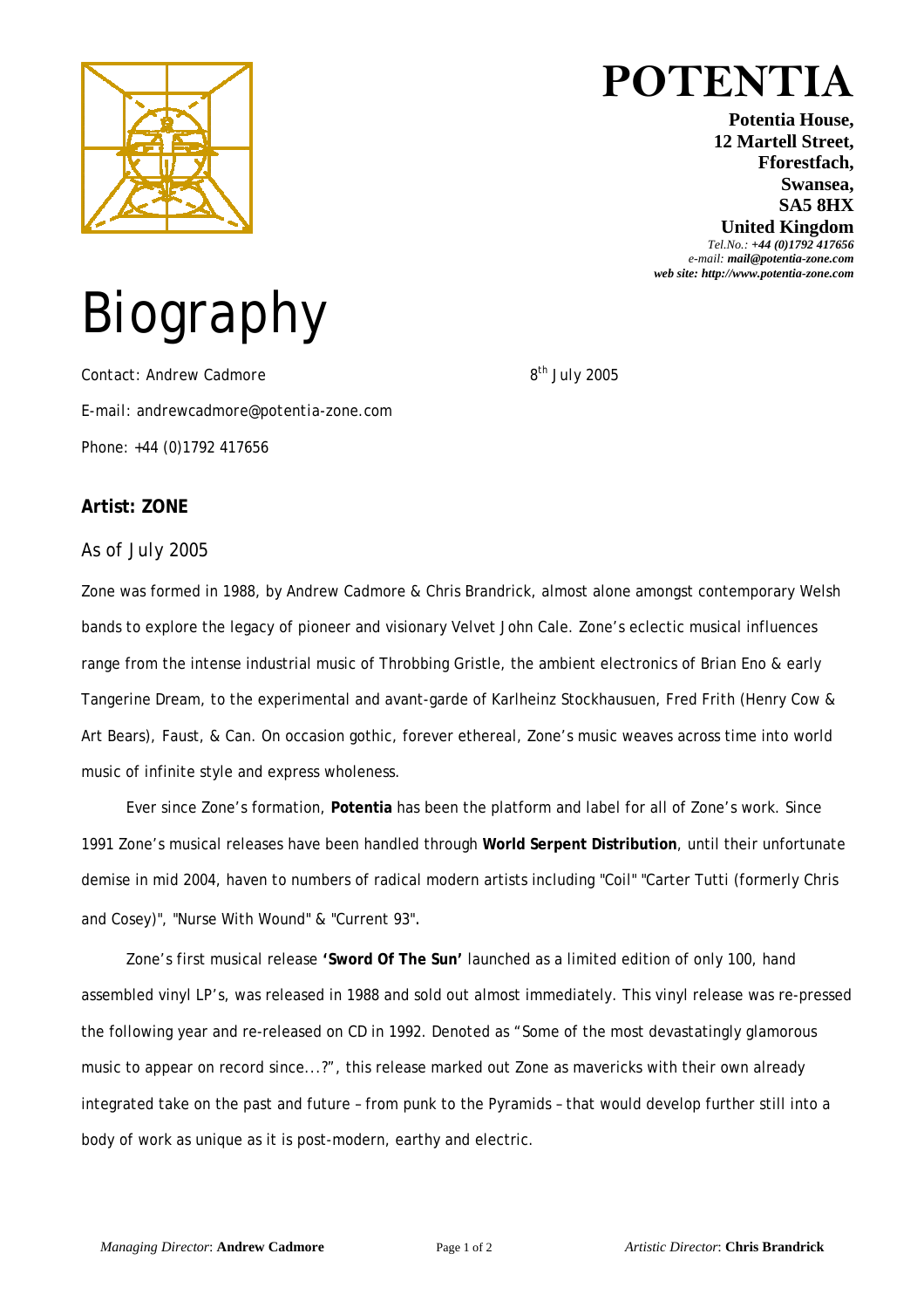# POTENTIA

**Potentia House,**
**12 Martell Street,**
**Fforestfach,**
**Swansea,**
**SA5 8HX**
**United Kingdom**
*Tel.No.:* ***+44 (0)1792 417656***
*e-mail:* ***mail@potentia-zone.com***
***web site: http://www.potentia-zone.com***

# Biography

Contact: Andrew Cadmore

8th July 2005

E-mail: andrewcadmore@potentia-zone.com

Phone: +44 (0)1792 417656

### Artist: ZONE

As of July 2005

Zone was formed in 1988, by Andrew Cadmore & Chris Brandrick, almost alone amongst contemporary Welsh bands to explore the legacy of pioneer and visionary Velvet John Cale. Zone's eclectic musical influences range from the intense industrial music of Throbbing Gristle, the ambient electronics of Brian Eno & early Tangerine Dream, to the experimental and avant-garde of Karlheinz Stockhausuen, Fred Frith (Henry Cow & Art Bears), Faust, & Can. On occasion gothic, forever ethereal, Zone's music weaves across time into world music of infinite style and express wholeness.

Ever since Zone's formation, **Potentia** has been the platform and label for all of Zone's work. Since 1991 Zone's musical releases have been handled through **World Serpent Distribution**, until their unfortunate demise in mid 2004, haven to numbers of radical modern artists including "Coil" "Carter Tutti (formerly Chris and Cosey)", "Nurse With Wound" & "Current 93".

Zone's first musical release **'Sword Of The Sun'** launched as a limited edition of only 100, hand assembled vinyl LP's, was released in 1988 and sold out almost immediately. This vinyl release was re-pressed the following year and re-released on CD in 1992. Denoted as "Some of the most devastatingly glamorous music to appear on record since...?", this release marked out Zone as mavericks with their own already integrated take on the past and future – from punk to the Pyramids – that would develop further still into a body of work as unique as it is post-modern, earthy and electric.

*Managing Director*: **Andrew Cadmore** *Artistic Director*: **Chris Brandrick**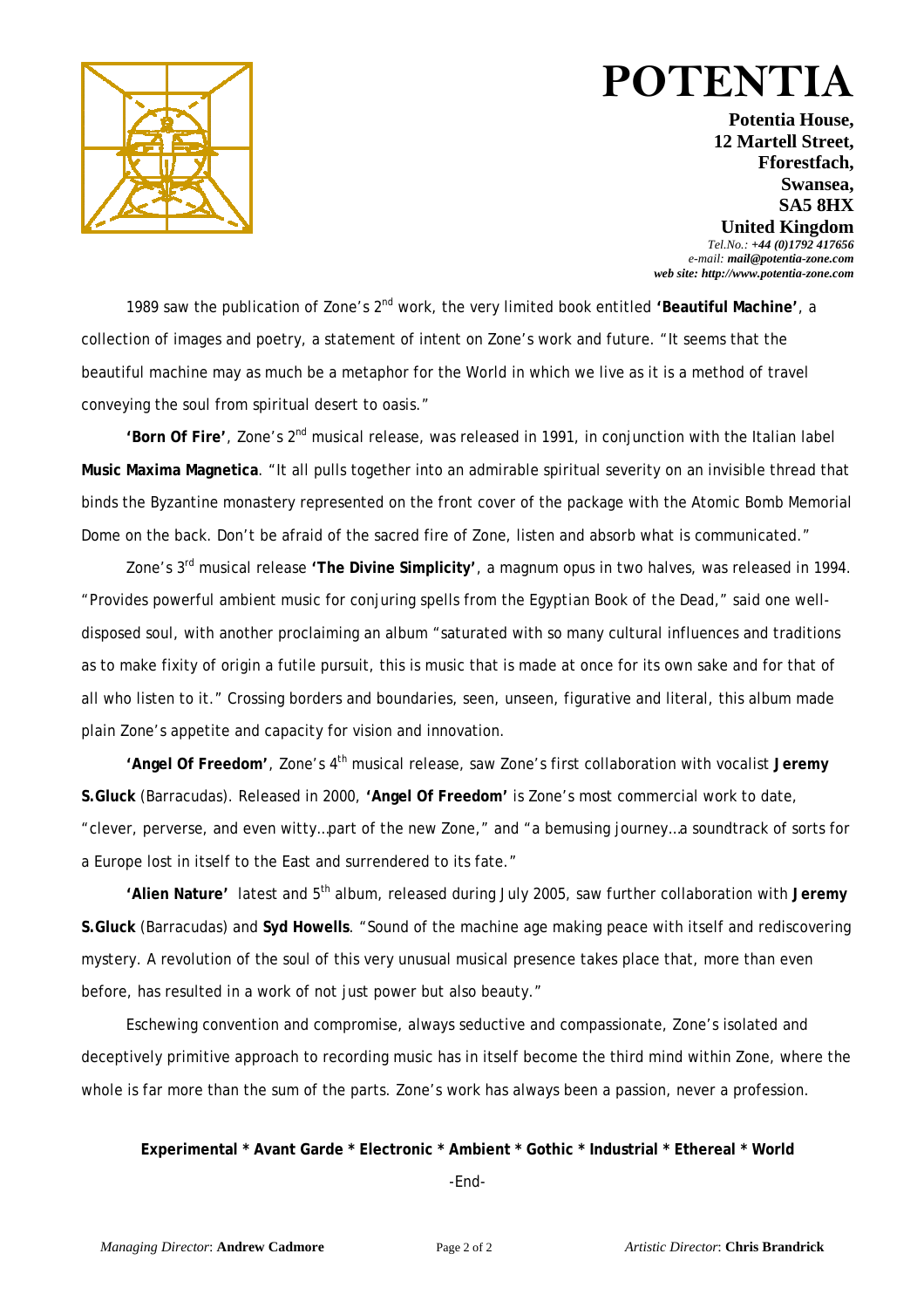# POTENTIA

**Potentia House,**
**12 Martell Street,**
**Fforestfach,**
**Swansea,**
**SA5 8HX**
**United Kingdom**
*Tel.No.:* ***+44 (0)1792 417656***
*e-mail:* ***mail@potentia-zone.com***
***web site: http://www.potentia-zone.com***

1989 saw the publication of Zone's 2nd work, the very limited book entitled **'Beautiful Machine'**, a collection of images and poetry, a statement of intent on Zone's work and future. "It seems that the beautiful machine may as much be a metaphor for the World in which we live as it is a method of travel conveying the soul from spiritual desert to oasis."

**'Born Of Fire'**, Zone's 2nd musical release, was released in 1991, in conjunction with the Italian label **Music Maxima Magnetica**. "It all pulls together into an admirable spiritual severity on an invisible thread that binds the Byzantine monastery represented on the front cover of the package with the Atomic Bomb Memorial Dome on the back. Don't be afraid of the sacred fire of Zone, listen and absorb what is communicated."

Zone's 3rd musical release **'The Divine Simplicity'**, a magnum opus in two halves, was released in 1994. "Provides powerful ambient music for conjuring spells from the Egyptian Book of the Dead," said one well-disposed soul, with another proclaiming an album "saturated with so many cultural influences and traditions as to make fixity of origin a futile pursuit, this is music that is made at once for its own sake and for that of all who listen to it." Crossing borders and boundaries, seen, unseen, figurative and literal, this album made plain Zone's appetite and capacity for vision and innovation.

**'Angel Of Freedom'**, Zone's 4th musical release, saw Zone's first collaboration with vocalist **Jeremy S.Gluck** (Barracudas). Released in 2000, **'Angel Of Freedom'** is Zone's most commercial work to date, "clever, perverse, and even witty…part of the new Zone," and "a bemusing journey…a soundtrack of sorts for a Europe lost in itself to the East and surrendered to its fate."

**'Alien Nature'** latest and 5th album, released during July 2005, saw further collaboration with **Jeremy S.Gluck** (Barracudas) and **Syd Howells**. "Sound of the machine age making peace with itself and rediscovering mystery. A revolution of the soul of this very unusual musical presence takes place that, more than even before, has resulted in a work of not just power but also beauty."

Eschewing convention and compromise, always seductive and compassionate, Zone's isolated and deceptively primitive approach to recording music has in itself become the third mind within Zone, where the whole is far more than the sum of the parts. Zone's work has always been a passion, never a profession.

**Experimental * Avant Garde * Electronic * Ambient * Gothic * Industrial * Ethereal * World**

-End-

*Managing Director*: **Andrew Cadmore** *Artistic Director*: **Chris Brandrick**